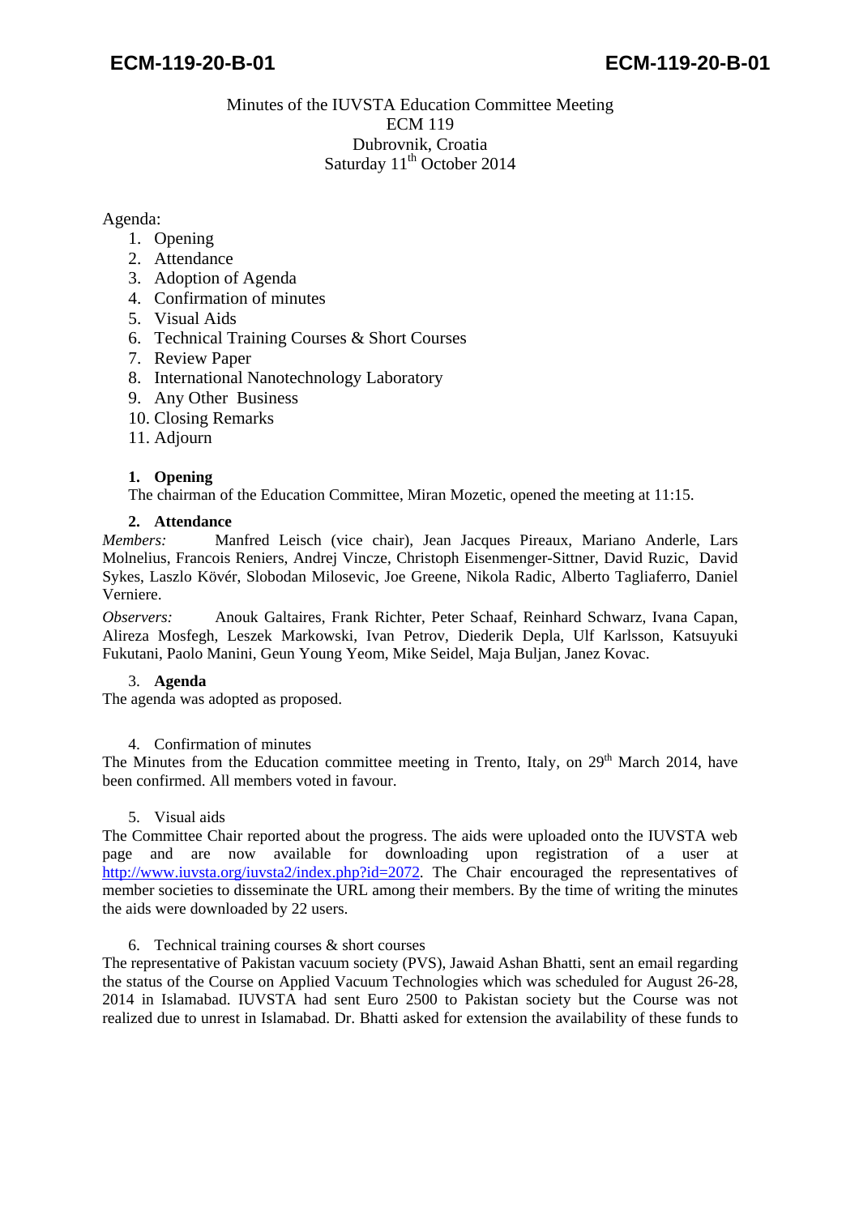Minutes of the IUVSTA Education Committee Meeting
ECM 119
Dubrovnik, Croatia
Saturday 11th October 2014

Agenda:

1. Opening
2. Attendance
3. Adoption of Agenda
4. Confirmation of minutes
5. Visual Aids
6. Technical Training Courses & Short Courses
7. Review Paper
8. International Nanotechnology Laboratory
9. Any Other Business
10. Closing Remarks
11. Adjourn

**1. Opening**

The chairman of the Education Committee, Miran Mozetic, opened the meeting at 11:15.

**2. Attendance**

*Members:* Manfred Leisch (vice chair), Jean Jacques Pireaux, Mariano Anderle, Lars Molnelius, Francois Reniers, Andrej Vincze, Christoph Eisenmenger-Sittner, David Ruzic, David Sykes, Laszlo Kövér, Slobodan Milosevic, Joe Greene, Nikola Radic, Alberto Tagliaferro, Daniel Verniere.

*Observers:* Anouk Galtaires, Frank Richter, Peter Schaaf, Reinhard Schwarz, Ivana Capan, Alireza Mosfegh, Leszek Markowski, Ivan Petrov, Diederik Depla, Ulf Karlsson, Katsuyuki Fukutani, Paolo Manini, Geun Young Yeom, Mike Seidel, Maja Buljan, Janez Kovac.

3. **Agenda**

The agenda was adopted as proposed.

4. Confirmation of minutes

The Minutes from the Education committee meeting in Trento, Italy, on 29th March 2014, have been confirmed. All members voted in favour.

5. Visual aids

The Committee Chair reported about the progress. The aids were uploaded onto the IUVSTA web page and are now available for downloading upon registration of a user at http://www.iuvsta.org/iuvsta2/index.php?id=2072. The Chair encouraged the representatives of member societies to disseminate the URL among their members. By the time of writing the minutes the aids were downloaded by 22 users.

6. Technical training courses & short courses

The representative of Pakistan vacuum society (PVS), Jawaid Ashan Bhatti, sent an email regarding the status of the Course on Applied Vacuum Technologies which was scheduled for August 26-28, 2014 in Islamabad. IUVSTA had sent Euro 2500 to Pakistan society but the Course was not realized due to unrest in Islamabad. Dr. Bhatti asked for extension the availability of these funds to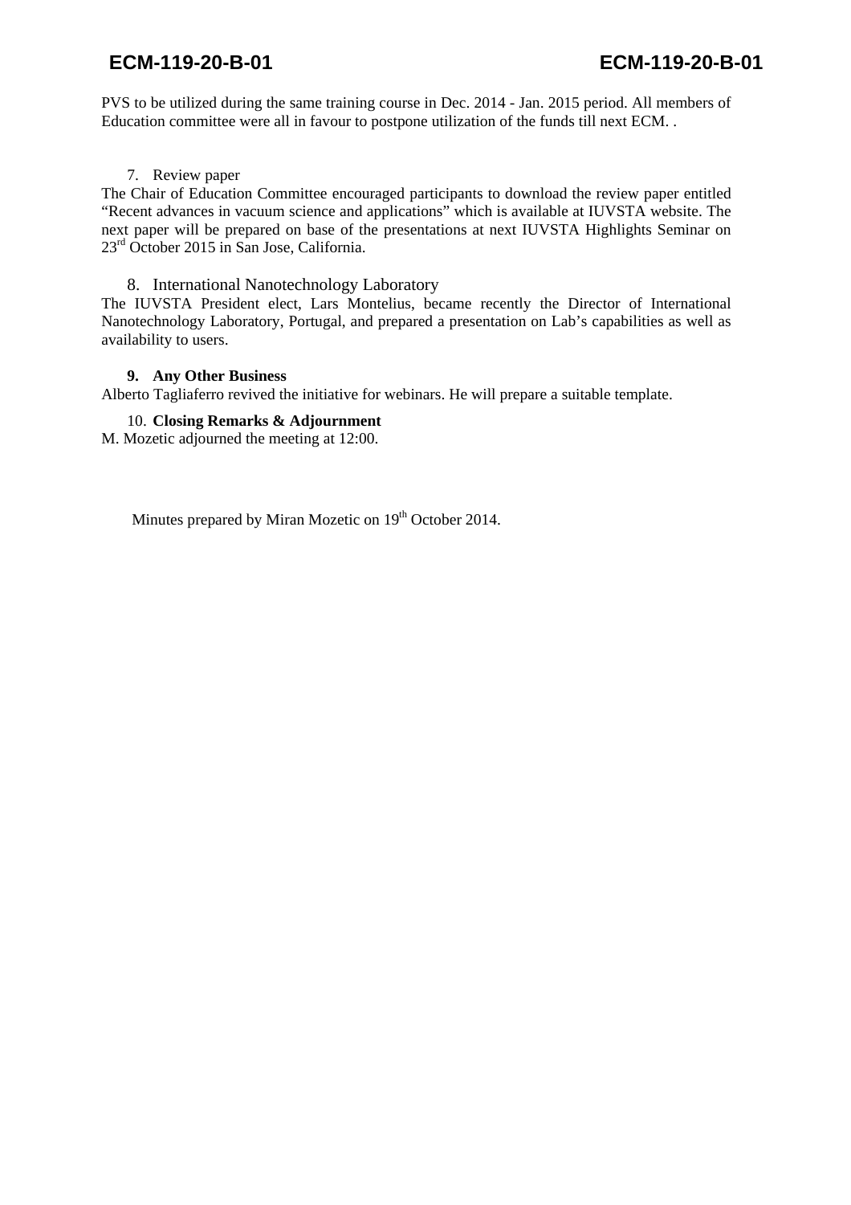PVS to be utilized during the same training course in Dec. 2014 - Jan. 2015 period. All members of Education committee were all in favour to postpone utilization of the funds till next ECM. .

7. Review paper

The Chair of Education Committee encouraged participants to download the review paper entitled "Recent advances in vacuum science and applications" which is available at IUVSTA website. The next paper will be prepared on base of the presentations at next IUVSTA Highlights Seminar on 23rd October 2015 in San Jose, California.

8. International Nanotechnology Laboratory

The IUVSTA President elect, Lars Montelius, became recently the Director of International Nanotechnology Laboratory, Portugal, and prepared a presentation on Lab's capabilities as well as availability to users.

**9. Any Other Business**

Alberto Tagliaferro revived the initiative for webinars. He will prepare a suitable template.

10. **Closing Remarks & Adjournment**

M. Mozetic adjourned the meeting at 12:00.

Minutes prepared by Miran Mozetic on 19th October 2014.